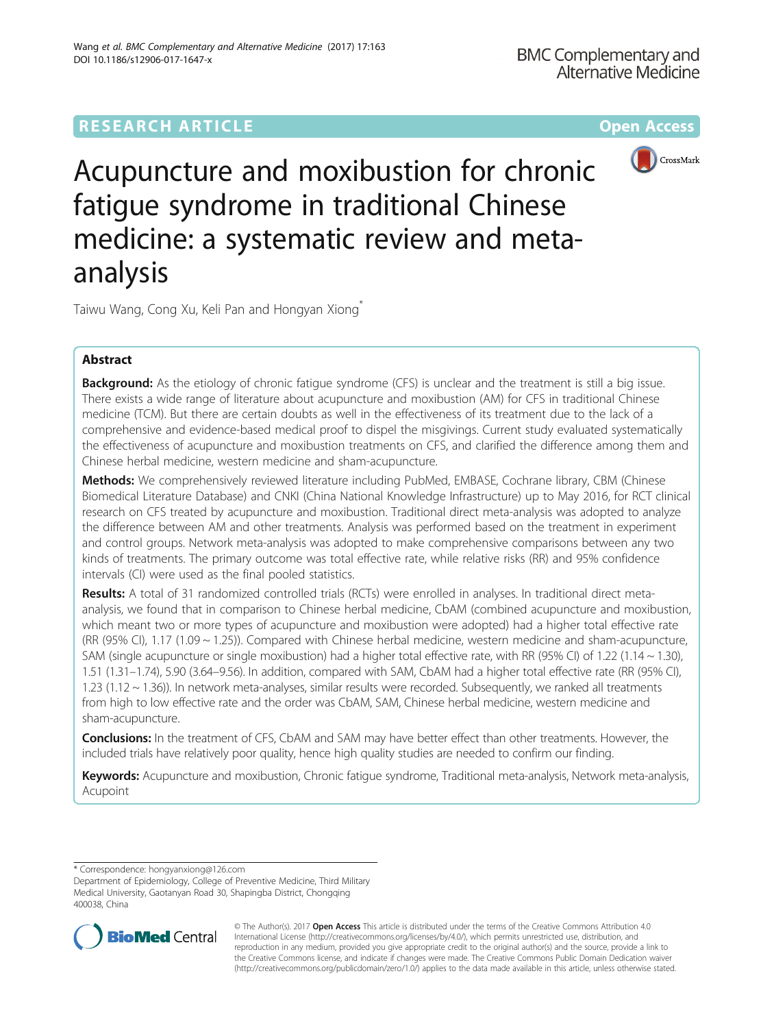**RESEARCH ARTICLE** **Open Access**

# Acupuncture and moxibustion for chronic fatigue syndrome in traditional Chinese medicine: a systematic review and meta-analysis

Taiwu Wang, Cong Xu, Keli Pan and Hongyan Xiong*

## Abstract

**Background:** As the etiology of chronic fatigue syndrome (CFS) is unclear and the treatment is still a big issue. There exists a wide range of literature about acupuncture and moxibustion (AM) for CFS in traditional Chinese medicine (TCM). But there are certain doubts as well in the effectiveness of its treatment due to the lack of a comprehensive and evidence-based medical proof to dispel the misgivings. Current study evaluated systematically the effectiveness of acupuncture and moxibustion treatments on CFS, and clarified the difference among them and Chinese herbal medicine, western medicine and sham-acupuncture.

**Methods:** We comprehensively reviewed literature including PubMed, EMBASE, Cochrane library, CBM (Chinese Biomedical Literature Database) and CNKI (China National Knowledge Infrastructure) up to May 2016, for RCT clinical research on CFS treated by acupuncture and moxibustion. Traditional direct meta-analysis was adopted to analyze the difference between AM and other treatments. Analysis was performed based on the treatment in experiment and control groups. Network meta-analysis was adopted to make comprehensive comparisons between any two kinds of treatments. The primary outcome was total effective rate, while relative risks (RR) and 95% confidence intervals (CI) were used as the final pooled statistics.

**Results:** A total of 31 randomized controlled trials (RCTs) were enrolled in analyses. In traditional direct meta-analysis, we found that in comparison to Chinese herbal medicine, CbAM (combined acupuncture and moxibustion, which meant two or more types of acupuncture and moxibustion were adopted) had a higher total effective rate (RR (95% CI), 1.17 (1.09 ~ 1.25)). Compared with Chinese herbal medicine, western medicine and sham-acupuncture, SAM (single acupuncture or single moxibustion) had a higher total effective rate, with RR (95% CI) of 1.22 (1.14 ~ 1.30), 1.51 (1.31–1.74), 5.90 (3.64–9.56). In addition, compared with SAM, CbAM had a higher total effective rate (RR (95% CI), 1.23 (1.12 ~ 1.36)). In network meta-analyses, similar results were recorded. Subsequently, we ranked all treatments from high to low effective rate and the order was CbAM, SAM, Chinese herbal medicine, western medicine and sham-acupuncture.

**Conclusions:** In the treatment of CFS, CbAM and SAM may have better effect than other treatments. However, the included trials have relatively poor quality, hence high quality studies are needed to confirm our finding.

**Keywords:** Acupuncture and moxibustion, Chronic fatigue syndrome, Traditional meta-analysis, Network meta-analysis, Acupoint

---

* Correspondence: hongyanxiong@126.com
Department of Epidemiology, College of Preventive Medicine, Third Military Medical University, Gaotanyan Road 30, Shapingba District, Chongqing 400038, China

© The Author(s). 2017 **Open Access** This article is distributed under the terms of the Creative Commons Attribution 4.0 International License (http://creativecommons.org/licenses/by/4.0/), which permits unrestricted use, distribution, and reproduction in any medium, provided you give appropriate credit to the original author(s) and the source, provide a link to the Creative Commons license, and indicate if changes were made. The Creative Commons Public Domain Dedication waiver (http://creativecommons.org/publicdomain/zero/1.0/) applies to the data made available in this article, unless otherwise stated.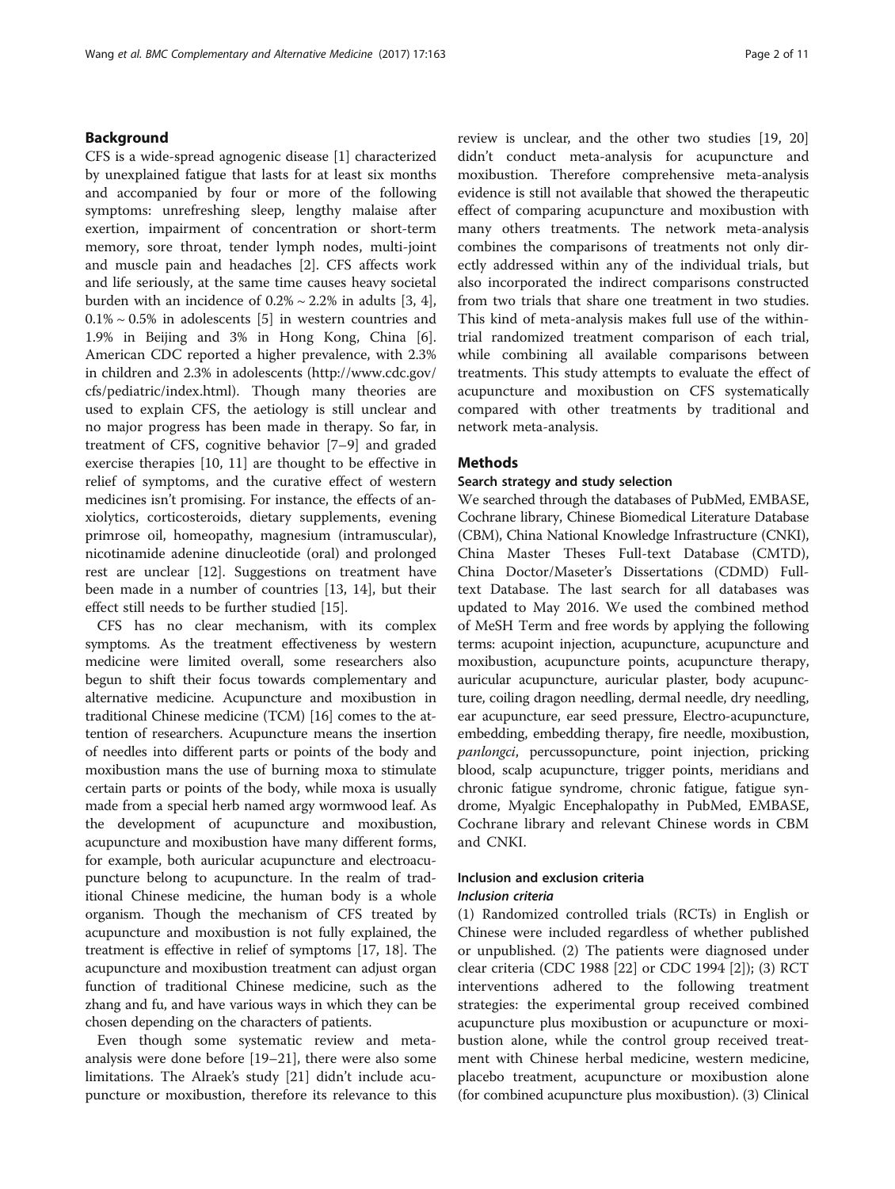## Background

CFS is a wide-spread agnogenic disease [1] characterized by unexplained fatigue that lasts for at least six months and accompanied by four or more of the following symptoms: unrefreshing sleep, lengthy malaise after exertion, impairment of concentration or short-term memory, sore throat, tender lymph nodes, multi-joint and muscle pain and headaches [2]. CFS affects work and life seriously, at the same time causes heavy societal burden with an incidence of 0.2% ~ 2.2% in adults [3, 4], 0.1% ~ 0.5% in adolescents [5] in western countries and 1.9% in Beijing and 3% in Hong Kong, China [6]. American CDC reported a higher prevalence, with 2.3% in children and 2.3% in adolescents (http://www.cdc.gov/cfs/pediatric/index.html). Though many theories are used to explain CFS, the aetiology is still unclear and no major progress has been made in therapy. So far, in treatment of CFS, cognitive behavior [7–9] and graded exercise therapies [10, 11] are thought to be effective in relief of symptoms, and the curative effect of western medicines isn't promising. For instance, the effects of anxiolytics, corticosteroids, dietary supplements, evening primrose oil, homeopathy, magnesium (intramuscular), nicotinamide adenine dinucleotide (oral) and prolonged rest are unclear [12]. Suggestions on treatment have been made in a number of countries [13, 14], but their effect still needs to be further studied [15].

CFS has no clear mechanism, with its complex symptoms. As the treatment effectiveness by western medicine were limited overall, some researchers also begun to shift their focus towards complementary and alternative medicine. Acupuncture and moxibustion in traditional Chinese medicine (TCM) [16] comes to the attention of researchers. Acupuncture means the insertion of needles into different parts or points of the body and moxibustion mans the use of burning moxa to stimulate certain parts or points of the body, while moxa is usually made from a special herb named argy wormwood leaf. As the development of acupuncture and moxibustion, acupuncture and moxibustion have many different forms, for example, both auricular acupuncture and electroacupuncture belong to acupuncture. In the realm of traditional Chinese medicine, the human body is a whole organism. Though the mechanism of CFS treated by acupuncture and moxibustion is not fully explained, the treatment is effective in relief of symptoms [17, 18]. The acupuncture and moxibustion treatment can adjust organ function of traditional Chinese medicine, such as the zhang and fu, and have various ways in which they can be chosen depending on the characters of patients.

Even though some systematic review and meta-analysis were done before [19–21], there were also some limitations. The Alraek's study [21] didn't include acupuncture or moxibustion, therefore its relevance to this review is unclear, and the other two studies [19, 20] didn't conduct meta-analysis for acupuncture and moxibustion. Therefore comprehensive meta-analysis evidence is still not available that showed the therapeutic effect of comparing acupuncture and moxibustion with many others treatments. The network meta-analysis combines the comparisons of treatments not only directly addressed within any of the individual trials, but also incorporated the indirect comparisons constructed from two trials that share one treatment in two studies. This kind of meta-analysis makes full use of the within-trial randomized treatment comparison of each trial, while combining all available comparisons between treatments. This study attempts to evaluate the effect of acupuncture and moxibustion on CFS systematically compared with other treatments by traditional and network meta-analysis.

## Methods

### Search strategy and study selection

We searched through the databases of PubMed, EMBASE, Cochrane library, Chinese Biomedical Literature Database (CBM), China National Knowledge Infrastructure (CNKI), China Master Theses Full-text Database (CMTD), China Doctor/Maseter's Dissertations (CDMD) Full-text Database. The last search for all databases was updated to May 2016. We used the combined method of MeSH Term and free words by applying the following terms: acupoint injection, acupuncture, acupuncture and moxibustion, acupuncture points, acupuncture therapy, auricular acupuncture, auricular plaster, body acupuncture, coiling dragon needling, dermal needle, dry needling, ear acupuncture, ear seed pressure, Electro-acupuncture, embedding, embedding therapy, fire needle, moxibustion, *panlongci*, percussopuncture, point injection, pricking blood, scalp acupuncture, trigger points, meridians and chronic fatigue syndrome, chronic fatigue, fatigue syndrome, Myalgic Encephalopathy in PubMed, EMBASE, Cochrane library and relevant Chinese words in CBM and CNKI.

### Inclusion and exclusion criteria

#### *Inclusion criteria*

(1) Randomized controlled trials (RCTs) in English or Chinese were included regardless of whether published or unpublished. (2) The patients were diagnosed under clear criteria (CDC 1988 [22] or CDC 1994 [2]); (3) RCT interventions adhered to the following treatment strategies: the experimental group received combined acupuncture plus moxibustion or acupuncture or moxibustion alone, while the control group received treatment with Chinese herbal medicine, western medicine, placebo treatment, acupuncture or moxibustion alone (for combined acupuncture plus moxibustion). (3) Clinical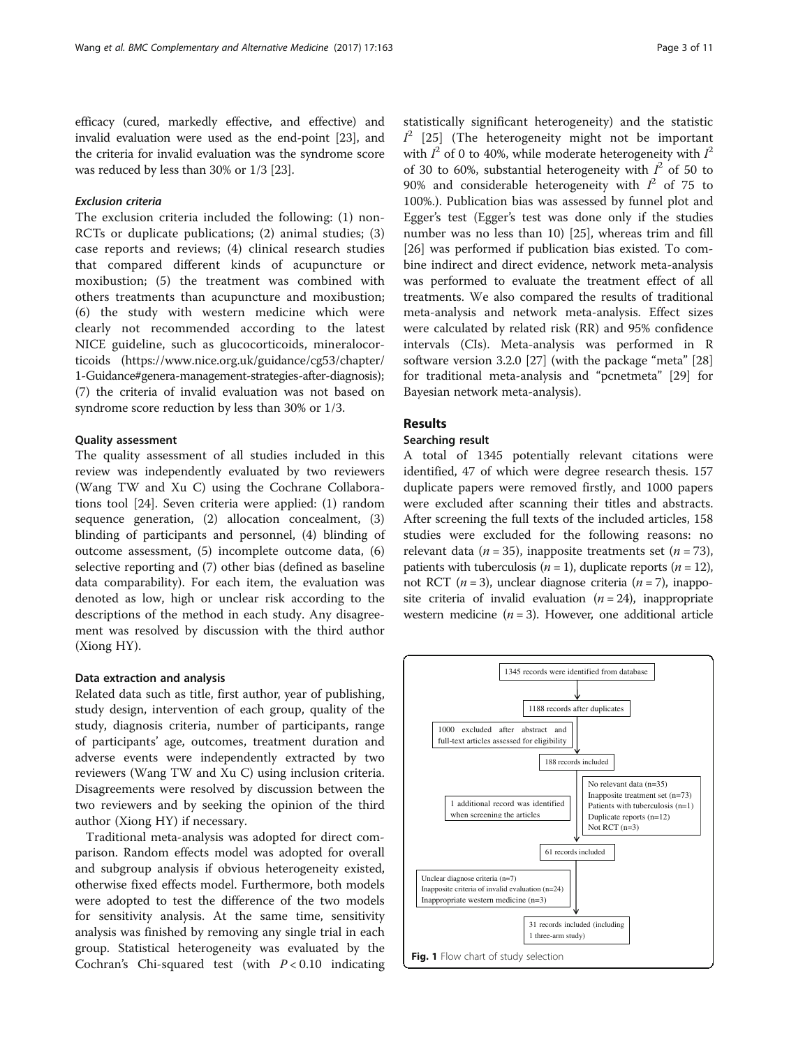efficacy (cured, markedly effective, and effective) and invalid evaluation were used as the end-point [23], and the criteria for invalid evaluation was the syndrome score was reduced by less than 30% or 1/3 [23].

#### *Exclusion criteria*

The exclusion criteria included the following: (1) non-RCTs or duplicate publications; (2) animal studies; (3) case reports and reviews; (4) clinical research studies that compared different kinds of acupuncture or moxibustion; (5) the treatment was combined with others treatments than acupuncture and moxibustion; (6) the study with western medicine which were clearly not recommended according to the latest NICE guideline, such as glucocorticoids, mineralocorticoids (https://www.nice.org.uk/guidance/cg53/chapter/1-Guidance#genera-management-strategies-after-diagnosis); (7) the criteria of invalid evaluation was not based on syndrome score reduction by less than 30% or 1/3.

### Quality assessment

The quality assessment of all studies included in this review was independently evaluated by two reviewers (Wang TW and Xu C) using the Cochrane Collaborations tool [24]. Seven criteria were applied: (1) random sequence generation, (2) allocation concealment, (3) blinding of participants and personnel, (4) blinding of outcome assessment, (5) incomplete outcome data, (6) selective reporting and (7) other bias (defined as baseline data comparability). For each item, the evaluation was denoted as low, high or unclear risk according to the descriptions of the method in each study. Any disagreement was resolved by discussion with the third author (Xiong HY).

### Data extraction and analysis

Related data such as title, first author, year of publishing, study design, intervention of each group, quality of the study, diagnosis criteria, number of participants, range of participants' age, outcomes, treatment duration and adverse events were independently extracted by two reviewers (Wang TW and Xu C) using inclusion criteria. Disagreements were resolved by discussion between the two reviewers and by seeking the opinion of the third author (Xiong HY) if necessary.

Traditional meta-analysis was adopted for direct comparison. Random effects model was adopted for overall and subgroup analysis if obvious heterogeneity existed, otherwise fixed effects model. Furthermore, both models were adopted to test the difference of the two models for sensitivity analysis. At the same time, sensitivity analysis was finished by removing any single trial in each group. Statistical heterogeneity was evaluated by the Cochran's Chi-squared test (with $P < 0.10$ indicating statistically significant heterogeneity) and the statistic $I^2$ [25] (The heterogeneity might not be important with $I^2$ of 0 to 40%, while moderate heterogeneity with $I^2$ of 30 to 60%, substantial heterogeneity with $I^2$ of 50 to 90% and considerable heterogeneity with $I^2$ of 75 to 100%.). Publication bias was assessed by funnel plot and Egger's test (Egger's test was done only if the studies number was no less than 10) [25], whereas trim and fill [26] was performed if publication bias existed. To combine indirect and direct evidence, network meta-analysis was performed to evaluate the treatment effect of all treatments. We also compared the results of traditional meta-analysis and network meta-analysis. Effect sizes were calculated by related risk (RR) and 95% confidence intervals (CIs). Meta-analysis was performed in R software version 3.2.0 [27] (with the package "meta" [28] for traditional meta-analysis and "pcnetmeta" [29] for Bayesian network meta-analysis).

## Results

### Searching result

A total of 1345 potentially relevant citations were identified, 47 of which were degree research thesis. 157 duplicate papers were removed firstly, and 1000 papers were excluded after scanning their titles and abstracts. After screening the full texts of the included articles, 158 studies were excluded for the following reasons: no relevant data ($n = 35$), inapposite treatments set ($n = 73$), patients with tuberculosis ($n = 1$), duplicate reports ($n = 12$), not RCT ($n = 3$), unclear diagnose criteria ($n = 7$), inapposite criteria of invalid evaluation ($n = 24$), inappropriate western medicine ($n = 3$). However, one additional article

1345 records were identified from database

1188 records after duplicates

1000 excluded after abstract and full-text articles assessed for eligibility

188 records included

1 additional record was identified when screening the articles

No relevant data (n=35)
Inapposite treatment set (n=73)
Patients with tuberculosis (n=1)
Duplicate reports (n=12)
Not RCT (n=3)

61 records included

Unclear diagnose criteria (n=7)
Inapposite criteria of invalid evaluation (n=24)
Inappropriate western medicine (n=3)

31 records included (including 1 three-arm study)

**Fig. 1** Flow chart of study selection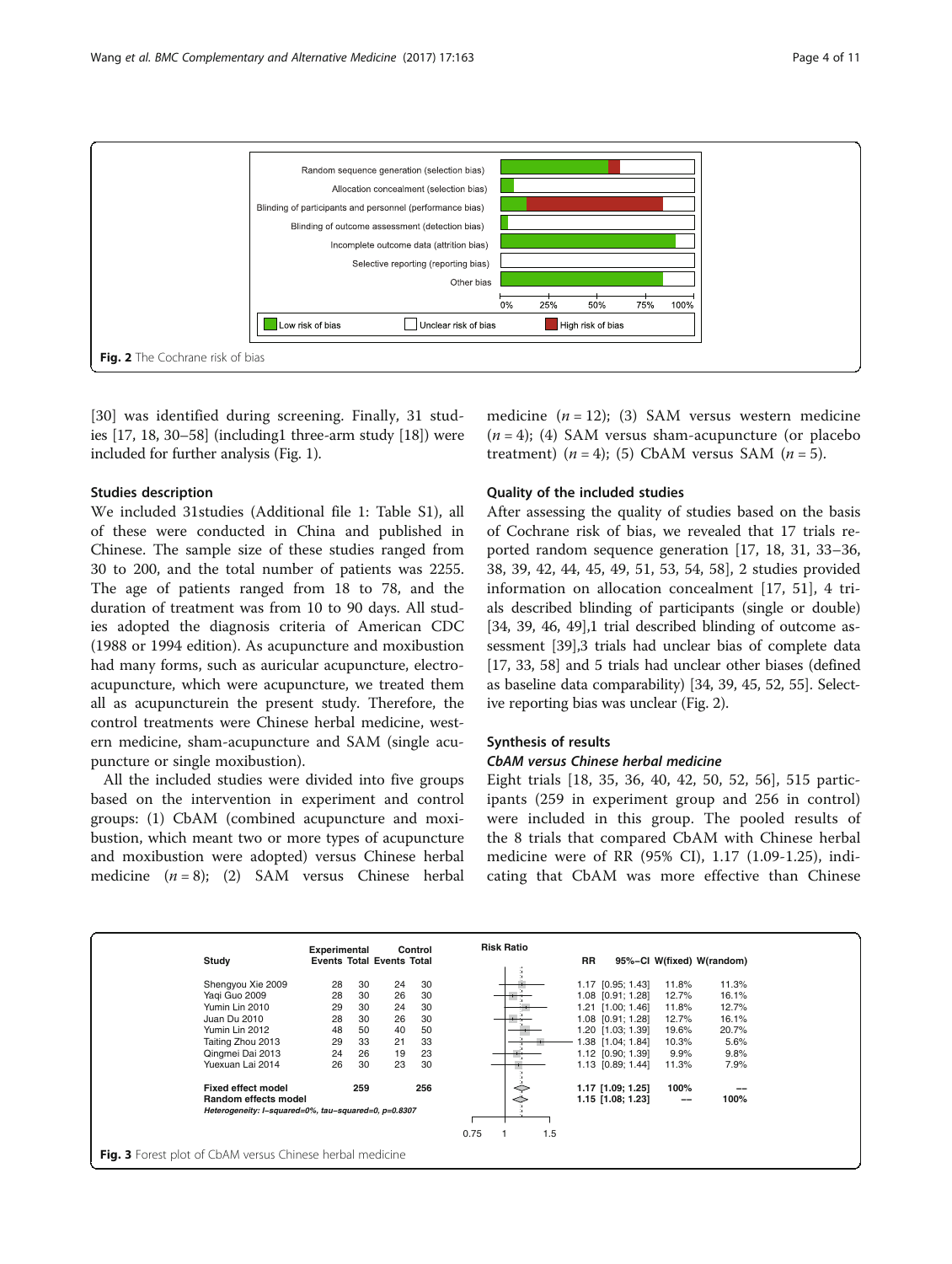Fig. 2 The Cochrane risk of bias

[30] was identified during screening. Finally, 31 studies [17, 18, 30–58] (including1 three-arm study [18]) were included for further analysis (Fig. 1).

### Studies description

We included 31studies (Additional file 1: Table S1), all of these were conducted in China and published in Chinese. The sample size of these studies ranged from 30 to 200, and the total number of patients was 2255. The age of patients ranged from 18 to 78, and the duration of treatment was from 10 to 90 days. All studies adopted the diagnosis criteria of American CDC (1988 or 1994 edition). As acupuncture and moxibustion had many forms, such as auricular acupuncture, electro-acupuncture, which were acupuncture, we treated them all as acupuncturein the present study. Therefore, the control treatments were Chinese herbal medicine, western medicine, sham-acupuncture and SAM (single acupuncture or single moxibustion).

All the included studies were divided into five groups based on the intervention in experiment and control groups: (1) CbAM (combined acupuncture and moxibustion, which meant two or more types of acupuncture and moxibustion were adopted) versus Chinese herbal medicine ($n = 8$); (2) SAM versus Chinese herbal medicine ($n = 12$); (3) SAM versus western medicine ($n = 4$); (4) SAM versus sham-acupuncture (or placebo treatment) ($n = 4$); (5) CbAM versus SAM ($n = 5$).

### Quality of the included studies

After assessing the quality of studies based on the basis of Cochrane risk of bias, we revealed that 17 trials reported random sequence generation [17, 18, 31, 33–36, 38, 39, 42, 44, 45, 49, 51, 53, 54, 58], 2 studies provided information on allocation concealment [17, 51], 4 trials described blinding of participants (single or double) [34, 39, 46, 49],1 trial described blinding of outcome assessment [39],3 trials had unclear bias of complete data [17, 33, 58] and 5 trials had unclear other biases (defined as baseline data comparability) [34, 39, 45, 52, 55]. Selective reporting bias was unclear (Fig. 2).

### Synthesis of results

#### *CbAM versus Chinese herbal medicine*

Eight trials [18, 35, 36, 40, 42, 50, 52, 56], 515 participants (259 in experiment group and 256 in control) were included in this group. The pooled results of the 8 trials that compared CbAM with Chinese herbal medicine were of RR (95% CI), 1.17 (1.09-1.25), indicating that CbAM was more effective than Chinese

| Study | Experimental Events | Experimental Total | Control Events | Control Total | RR | 95%-CI | W(fixed) | W(random) |
|---|---|---|---|---|---|---|---|---|
| Shengyou Xie 2009 | 28 | 30 | 24 | 30 | 1.17 | [0.95; 1.43] | 11.8% | 11.3% |
| Yaqi Guo 2009 | 28 | 30 | 26 | 30 | 1.08 | [0.91; 1.28] | 12.7% | 16.1% |
| Yumin Lin 2010 | 29 | 30 | 24 | 30 | 1.21 | [1.00; 1.46] | 11.8% | 12.7% |
| Juan Du 2010 | 28 | 30 | 26 | 30 | 1.08 | [0.91; 1.28] | 12.7% | 16.1% |
| Yumin Lin 2012 | 48 | 50 | 40 | 50 | 1.20 | [1.03; 1.39] | 19.6% | 20.7% |
| Taiting Zhou 2013 | 29 | 33 | 21 | 33 | 1.38 | [1.04; 1.84] | 10.3% | 5.6% |
| Qingmei Dai 2013 | 24 | 26 | 19 | 23 | 1.12 | [0.90; 1.39] | 9.9% | 9.8% |
| Yuexuan Lai 2014 | 26 | 30 | 23 | 30 | 1.13 | [0.89; 1.44] | 11.3% | 7.9% |
| **Fixed effect model** | | 259 | | 256 | 1.17 | [1.09; 1.25] | 100% | -- |
| **Random effects model** | | | | | 1.15 | [1.08; 1.23] | -- | 100% |

*Heterogeneity: I-squared=0%, tau-squared=0, p=0.8307*

Fig. 3 Forest plot of CbAM versus Chinese herbal medicine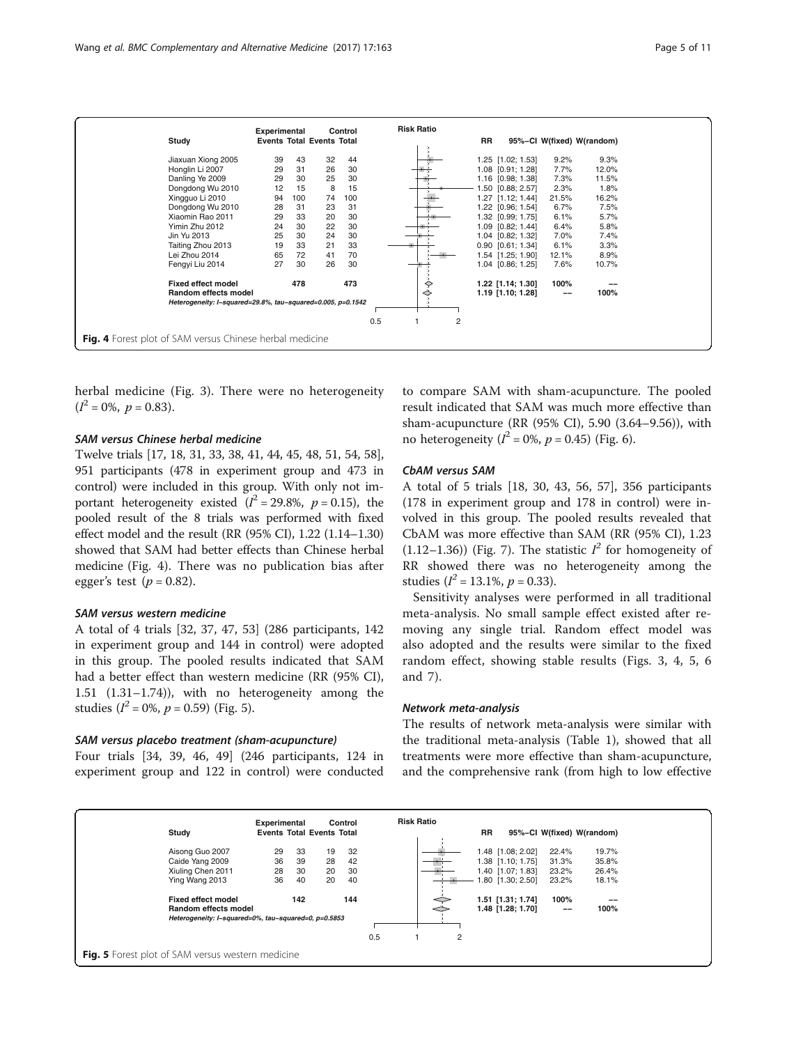| Study | Experimental Events | Experimental Total | Control Events | Control Total | RR | 95%-CI | W(fixed) | W(random) |
|---|---|---|---|---|---|---|---|---|
| Jiaxuan Xiong 2005 | 39 | 43 | 32 | 44 | 1.25 | [1.02; 1.53] | 9.2% | 9.3% |
| Honglin Li 2007 | 29 | 31 | 26 | 30 | 1.08 | [0.91; 1.28] | 7.7% | 12.0% |
| Danling Ye 2009 | 29 | 30 | 25 | 30 | 1.16 | [0.98; 1.38] | 7.3% | 11.5% |
| Dongdong Wu 2010 | 12 | 15 | 8 | 15 | 1.50 | [0.88; 2.57] | 2.3% | 1.8% |
| Xingguo Li 2010 | 94 | 100 | 74 | 100 | 1.27 | [1.12; 1.44] | 21.5% | 16.2% |
| Dongdong Wu 2010 | 28 | 31 | 23 | 31 | 1.22 | [0.96; 1.54] | 6.7% | 7.5% |
| Xiaomin Rao 2011 | 29 | 33 | 20 | 30 | 1.32 | [0.99; 1.75] | 6.1% | 5.7% |
| Yimin Zhu 2012 | 24 | 30 | 22 | 30 | 1.09 | [0.82; 1.44] | 6.4% | 5.8% |
| Jin Yu 2013 | 25 | 30 | 24 | 30 | 1.04 | [0.82; 1.32] | 7.0% | 7.4% |
| Taiting Zhou 2013 | 19 | 33 | 21 | 33 | 0.90 | [0.61; 1.34] | 6.1% | 3.3% |
| Lei Zhou 2014 | 65 | 72 | 41 | 70 | 1.54 | [1.25; 1.90] | 12.1% | 8.9% |
| Fengyi Liu 2014 | 27 | 30 | 26 | 30 | 1.04 | [0.86; 1.25] | 7.6% | 10.7% |
| **Fixed effect model** | | **478** | | **473** | **1.22** | **[1.14; 1.30]** | **100%** | **--** |
| **Random effects model** | | | | | **1.19** | **[1.10; 1.28]** | **--** | **100%** |

*Heterogeneity: I-squared=29.8%, tau-squared=0.005, p=0.1542*

**Fig. 4** Forest plot of SAM versus Chinese herbal medicine

herbal medicine (Fig. 3). There were no heterogeneity ($I^2 = 0\%$, $p = 0.83$).

### *SAM versus Chinese herbal medicine*

Twelve trials [17, 18, 31, 33, 38, 41, 44, 45, 48, 51, 54, 58], 951 participants (478 in experiment group and 473 in control) were included in this group. With only not important heterogeneity existed ($I^2 = 29.8\%$, $p = 0.15$), the pooled result of the 8 trials was performed with fixed effect model and the result (RR (95% CI), 1.22 (1.14–1.30) showed that SAM had better effects than Chinese herbal medicine (Fig. 4). There was no publication bias after egger's test ($p = 0.82$).

### *SAM versus western medicine*

A total of 4 trials [32, 37, 47, 53] (286 participants, 142 in experiment group and 144 in control) were adopted in this group. The pooled results indicated that SAM had a better effect than western medicine (RR (95% CI), 1.51 (1.31–1.74)), with no heterogeneity among the studies ($I^2 = 0\%$, $p = 0.59$) (Fig. 5).

### *SAM versus placebo treatment (sham-acupuncture)*

Four trials [34, 39, 46, 49] (246 participants, 124 in experiment group and 122 in control) were conducted to compare SAM with sham-acupuncture. The pooled result indicated that SAM was much more effective than sham-acupuncture (RR (95% CI), 5.90 (3.64–9.56)), with no heterogeneity ($I^2 = 0\%$, $p = 0.45$) (Fig. 6).

### *CbAM versus SAM*

A total of 5 trials [18, 30, 43, 56, 57], 356 participants (178 in experiment group and 178 in control) were involved in this group. The pooled results revealed that CbAM was more effective than SAM (RR (95% CI), 1.23 (1.12–1.36)) (Fig. 7). The statistic $I^2$ for homogeneity of RR showed there was no heterogeneity among the studies ($I^2 = 13.1\%$, $p = 0.33$).

Sensitivity analyses were performed in all traditional meta-analysis. No small sample effect existed after removing any single trial. Random effect model was also adopted and the results were similar to the fixed random effect, showing stable results (Figs. 3, 4, 5, 6 and 7).

### *Network meta-analysis*

The results of network meta-analysis were similar with the traditional meta-analysis (Table 1), showed that all treatments were more effective than sham-acupuncture, and the comprehensive rank (from high to low effective

| Study | Experimental Events | Experimental Total | Control Events | Control Total | RR | 95%-CI | W(fixed) | W(random) |
|---|---|---|---|---|---|---|---|---|
| Aisong Guo 2007 | 29 | 33 | 19 | 32 | 1.48 | [1.08; 2.02] | 22.4% | 19.7% |
| Caide Yang 2009 | 36 | 39 | 28 | 42 | 1.38 | [1.10; 1.75] | 31.3% | 35.8% |
| Xiuling Chen 2011 | 28 | 30 | 20 | 30 | 1.40 | [1.07; 1.83] | 23.2% | 26.4% |
| Ying Wang 2013 | 36 | 40 | 20 | 40 | 1.80 | [1.30; 2.50] | 23.2% | 18.1% |
| **Fixed effect model** | | **142** | | **144** | **1.51** | **[1.31; 1.74]** | **100%** | **--** |
| **Random effects model** | | | | | **1.48** | **[1.28; 1.70]** | **--** | **100%** |

*Heterogeneity: I-squared=0%, tau-squared=0, p=0.5853*

**Fig. 5** Forest plot of SAM versus western medicine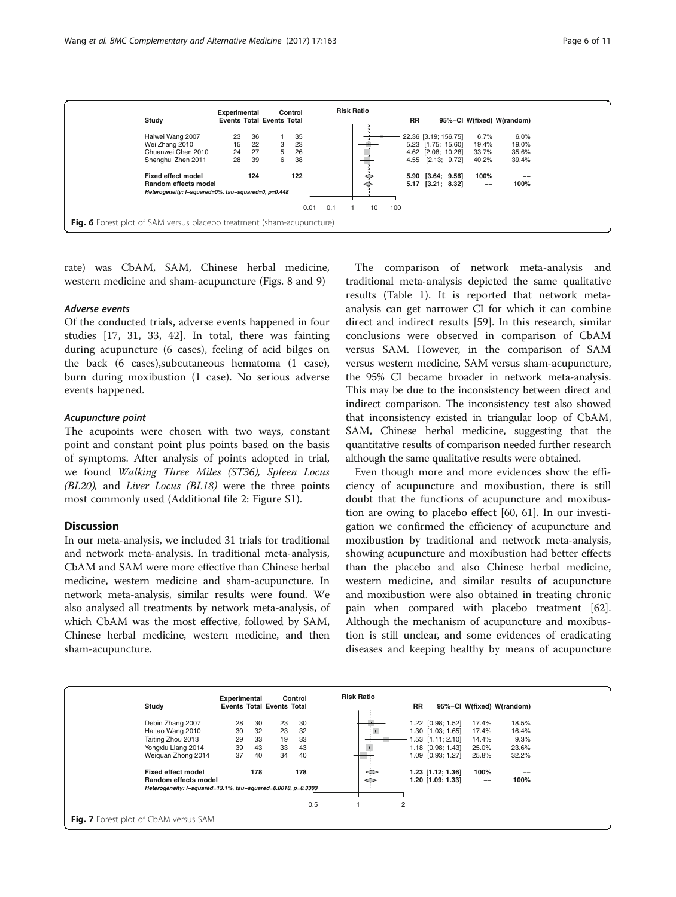| Study | Experimental Events | Experimental Total | Control Events | Control Total | RR | 95%-CI | W(fixed) | W(random) |
| --- | --- | --- | --- | --- | --- | --- | --- | --- |
| Haiwei Wang 2007 | 23 | 36 | 1 | 35 | 22.36 | [3.19; 156.75] | 6.7% | 6.0% |
| Wei Zhang 2010 | 15 | 22 | 3 | 23 | 5.23 | [1.75; 15.60] | 19.4% | 19.0% |
| Chuanwei Chen 2010 | 24 | 27 | 5 | 26 | 4.62 | [2.08; 10.28] | 33.7% | 35.6% |
| Shenghui Zhen 2011 | 28 | 39 | 6 | 38 | 4.55 | [2.13; 9.72] | 40.2% | 39.4% |
| **Fixed effect model** | | **124** | | **122** | **5.90** | **[3.64; 9.56]** | **100%** | **--** |
| **Random effects model** | | | | | **5.17** | **[3.21; 8.32]** | **--** | **100%** |

*Heterogeneity: I-squared=0%, tau-squared=0, p=0.448*

**Fig. 6** Forest plot of SAM versus placebo treatment (sham-acupuncture)

rate) was CbAM, SAM, Chinese herbal medicine, western medicine and sham-acupuncture (Figs. 8 and 9)

#### *Adverse events*

Of the conducted trials, adverse events happened in four studies [17, 31, 33, 42]. In total, there was fainting during acupuncture (6 cases), feeling of acid bilges on the back (6 cases),subcutaneous hematoma (1 case), burn during moxibustion (1 case). No serious adverse events happened.

#### *Acupuncture point*

The acupoints were chosen with two ways, constant point and constant point plus points based on the basis of symptoms. After analysis of points adopted in trial, we found *Walking Three Miles (ST36), Spleen Locus (BL20),* and *Liver Locus (BL18)* were the three points most commonly used (Additional file 2: Figure S1).

## Discussion

In our meta-analysis, we included 31 trials for traditional and network meta-analysis. In traditional meta-analysis, CbAM and SAM were more effective than Chinese herbal medicine, western medicine and sham-acupuncture. In network meta-analysis, similar results were found. We also analysed all treatments by network meta-analysis, of which CbAM was the most effective, followed by SAM, Chinese herbal medicine, western medicine, and then sham-acupuncture.

The comparison of network meta-analysis and traditional meta-analysis depicted the same qualitative results (Table 1). It is reported that network meta-analysis can get narrower CI for which it can combine direct and indirect results [59]. In this research, similar conclusions were observed in comparison of CbAM versus SAM. However, in the comparison of SAM versus western medicine, SAM versus sham-acupuncture, the 95% CI became broader in network meta-analysis. This may be due to the inconsistency between direct and indirect comparison. The inconsistency test also showed that inconsistency existed in triangular loop of CbAM, SAM, Chinese herbal medicine, suggesting that the quantitative results of comparison needed further research although the same qualitative results were obtained.

Even though more and more evidences show the efficiency of acupuncture and moxibustion, there is still doubt that the functions of acupuncture and moxibustion are owing to placebo effect [60, 61]. In our investigation we confirmed the efficiency of acupuncture and moxibustion by traditional and network meta-analysis, showing acupuncture and moxibustion had better effects than the placebo and also Chinese herbal medicine, western medicine, and similar results of acupuncture and moxibustion were also obtained in treating chronic pain when compared with placebo treatment [62]. Although the mechanism of acupuncture and moxibustion is still unclear, and some evidences of eradicating diseases and keeping healthy by means of acupuncture

| Study | Experimental Events | Experimental Total | Control Events | Control Total | RR | 95%-CI | W(fixed) | W(random) |
| --- | --- | --- | --- | --- | --- | --- | --- | --- |
| Debin Zhang 2007 | 28 | 30 | 23 | 30 | 1.22 | [0.98; 1.52] | 17.4% | 18.5% |
| Haitao Wang 2010 | 30 | 32 | 23 | 32 | 1.30 | [1.03; 1.65] | 17.4% | 16.4% |
| Taiting Zhou 2013 | 29 | 33 | 19 | 33 | 1.53 | [1.11; 2.10] | 14.4% | 9.3% |
| Yongxiu Liang 2014 | 39 | 43 | 33 | 43 | 1.18 | [0.98; 1.43] | 25.0% | 23.6% |
| Weiquan Zhong 2014 | 37 | 40 | 34 | 40 | 1.09 | [0.93; 1.27] | 25.8% | 32.2% |
| **Fixed effect model** | | **178** | | **178** | **1.23** | **[1.12; 1.36]** | **100%** | **--** |
| **Random effects model** | | | | | **1.20** | **[1.09; 1.33]** | **--** | **100%** |

*Heterogeneity: I-squared=13.1%, tau-squared=0.0018, p=0.3303*

**Fig. 7** Forest plot of CbAM versus SAM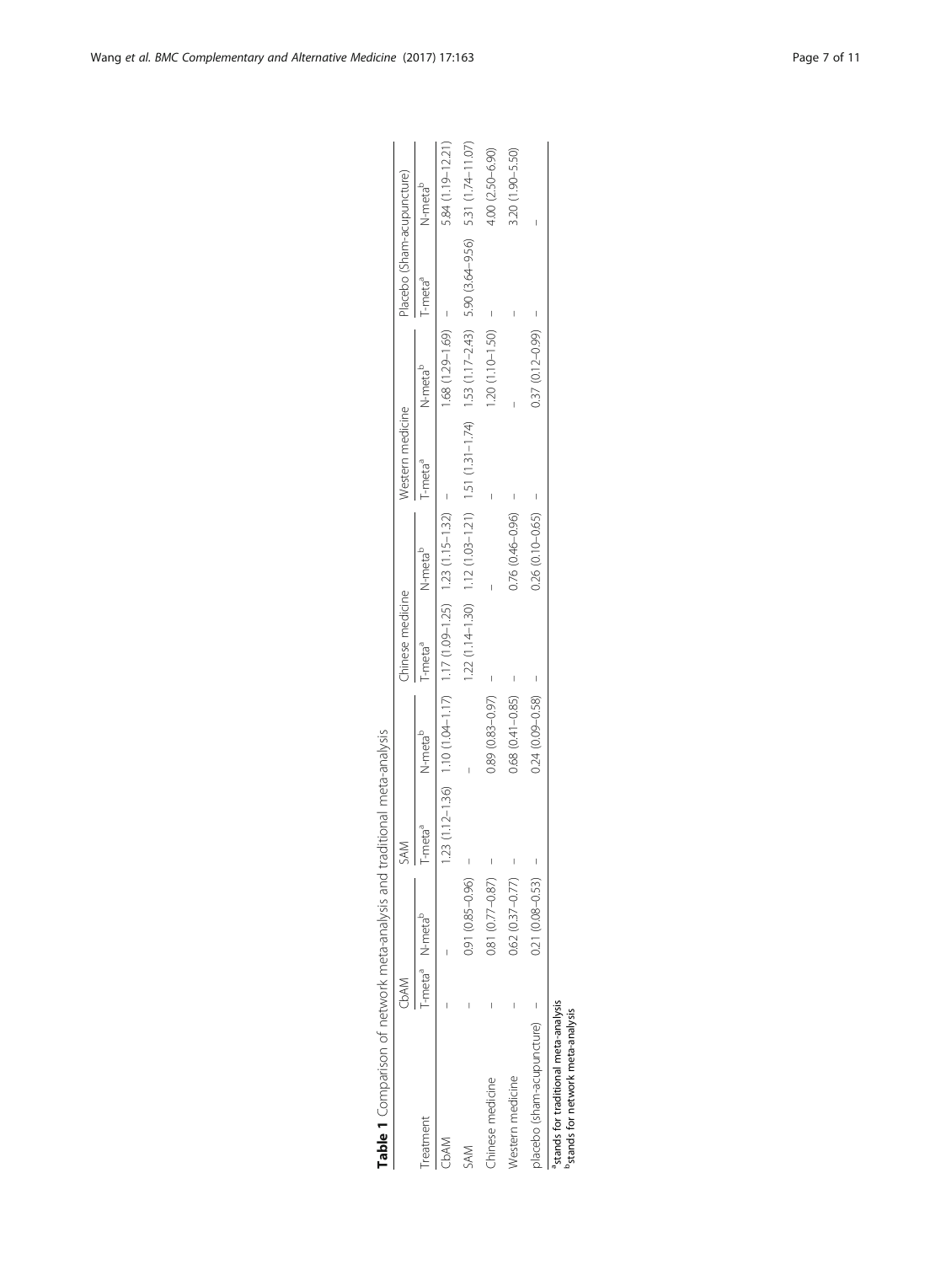**Table 1** Comparison of network meta-analysis and traditional meta-analysis

| Treatment | CbAM | | SAM | | Chinese medicine | | Western medicine | | Placebo (Sham-acupuncture) | |
|---|---|---|---|---|---|---|---|---|---|---|
| | T-meta[a] | N-meta[b] | T-meta[a] | N-meta[b] | T-meta[a] | N-meta[b] | T-meta[a] | N-meta[b] | T-meta[a] | N-meta[b] |
| CbAM | – | – | 1.23 (1.12–1.36) | 1.10 (1.04–1.17) | 1.17 (1.09–1.25) | 1.23 (1.15–1.32) | – | 1.68 (1.29–1.69) | – | 5.84 (1.19–12.21) |
| SAM | – | 0.91 (0.85–0.96) | – | – | 1.22 (1.14–1.30) | 1.12 (1.03–1.21) | 1.51 (1.31–1.74) | 1.53 (1.17–2.43) | 5.90 (3.64–9.56) | 5.31 (1.74–11.07) |
| Chinese medicine | – | 0.81 (0.77–0.87) | – | 0.89 (0.83–0.97) | – | – | – | 1.20 (1.10–1.50) | – | 4.00 (2.50–6.90) |
| Western medicine | – | 0.62 (0.37–0.77) | – | 0.68 (0.41–0.85) | – | 0.76 (0.46–0.96) | – | – | – | 3.20 (1.90–5.50) |
| placebo (sham-acupuncture) | – | 0.21 (0.08–0.53) | – | 0.24 (0.09–0.58) | – | 0.26 (0.10–0.65) | – | 0.37 (0.12–0.99) | – | – |

[a]stands for traditional meta-analysis
[b]stands for network meta-analysis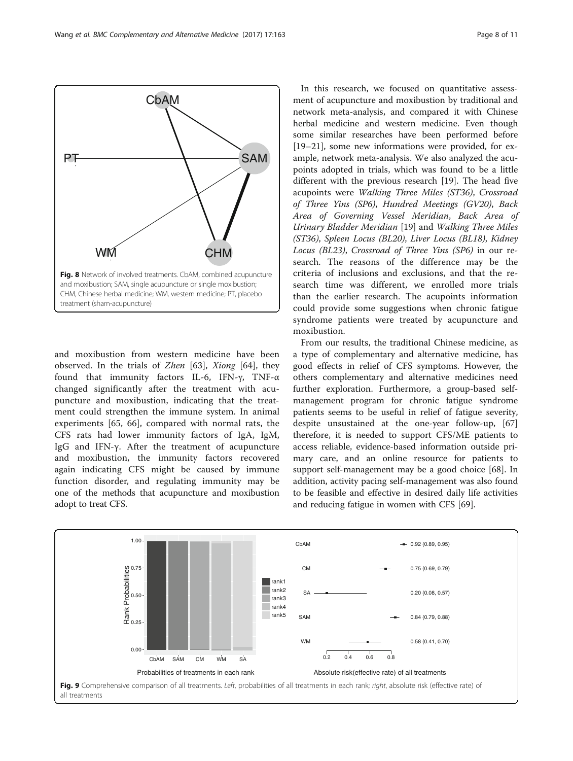Fig. 8 Network of involved treatments. CbAM, combined acupuncture and moxibustion; SAM, single acupuncture or single moxibustion; CHM, Chinese herbal medicine; WM, western medicine; PT, placebo treatment (sham-acupuncture)

and moxibustion from western medicine have been observed. In the trials of *Zhen* [63], *Xiong* [64], they found that immunity factors IL-6, IFN-γ, TNF-α changed significantly after the treatment with acupuncture and moxibustion, indicating that the treatment could strengthen the immune system. In animal experiments [65, 66], compared with normal rats, the CFS rats had lower immunity factors of IgA, IgM, IgG and IFN-γ. After the treatment of acupuncture and moxibustion, the immunity factors recovered again indicating CFS might be caused by immune function disorder, and regulating immunity may be one of the methods that acupuncture and moxibustion adopt to treat CFS.

In this research, we focused on quantitative assessment of acupuncture and moxibustion by traditional and network meta-analysis, and compared it with Chinese herbal medicine and western medicine. Even though some similar researches have been performed before [19–21], some new informations were provided, for example, network meta-analysis. We also analyzed the acupoints adopted in trials, which was found to be a little different with the previous research [19]. The head five acupoints were *Walking Three Miles (ST36)*, *Crossroad of Three Yins (SP6)*, *Hundred Meetings (GV20)*, *Back Area of Governing Vessel Meridian*, *Back Area of Urinary Bladder Meridian* [19] and *Walking Three Miles (ST36)*, *Spleen Locus (BL20)*, *Liver Locus (BL18)*, *Kidney Locus (BL23)*, *Crossroad of Three Yins (SP6)* in our research. The reasons of the difference may be the criteria of inclusions and exclusions, and that the research time was different, we enrolled more trials than the earlier research. The acupoints information could provide some suggestions when chronic fatigue syndrome patients were treated by acupuncture and moxibustion.

From our results, the traditional Chinese medicine, as a type of complementary and alternative medicine, has good effects in relief of CFS symptoms. However, the others complementary and alternative medicines need further exploration. Furthermore, a group-based self-management program for chronic fatigue syndrome patients seems to be useful in relief of fatigue severity, despite unsustained at the one-year follow-up, [67] therefore, it is needed to support CFS/ME patients to access reliable, evidence-based information outside primary care, and an online resource for patients to support self-management may be a good choice [68]. In addition, activity pacing self-management was also found to be feasible and effective in desired daily life activities and reducing fatigue in women with CFS [69].

Fig. 9 Comprehensive comparison of all treatments. *Left*, probabilities of all treatments in each rank; *right*, absolute risk (effective rate) of all treatments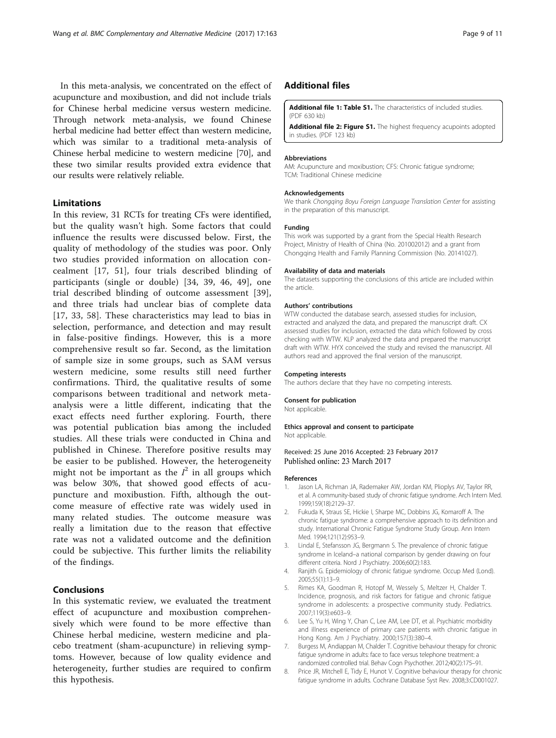In this meta-analysis, we concentrated on the effect of acupuncture and moxibustion, and did not include trials for Chinese herbal medicine versus western medicine. Through network meta-analysis, we found Chinese herbal medicine had better effect than western medicine, which was similar to a traditional meta-analysis of Chinese herbal medicine to western medicine [70], and these two similar results provided extra evidence that our results were relatively reliable.

## Limitations

In this review, 31 RCTs for treating CFs were identified, but the quality wasn't high. Some factors that could influence the results were discussed below. First, the quality of methodology of the studies was poor. Only two studies provided information on allocation concealment [17, 51], four trials described blinding of participants (single or double) [34, 39, 46, 49], one trial described blinding of outcome assessment [39], and three trials had unclear bias of complete data [17, 33, 58]. These characteristics may lead to bias in selection, performance, and detection and may result in false-positive findings. However, this is a more comprehensive result so far. Second, as the limitation of sample size in some groups, such as SAM versus western medicine, some results still need further confirmations. Third, the qualitative results of some comparisons between traditional and network meta-analysis were a little different, indicating that the exact effects need further exploring. Fourth, there was potential publication bias among the included studies. All these trials were conducted in China and published in Chinese. Therefore positive results may be easier to be published. However, the heterogeneity might not be important as the $I^2$ in all groups which was below 30%, that showed good effects of acupuncture and moxibustion. Fifth, although the outcome measure of effective rate was widely used in many related studies. The outcome measure was really a limitation due to the reason that effective rate was not a validated outcome and the definition could be subjective. This further limits the reliability of the findings.

## Conclusions

In this systematic review, we evaluated the treatment effect of acupuncture and moxibustion comprehensively which were found to be more effective than Chinese herbal medicine, western medicine and placebo treatment (sham-acupuncture) in relieving symptoms. However, because of low quality evidence and heterogeneity, further studies are required to confirm this hypothesis.

## Additional files

**Additional file 1: Table S1.** The characteristics of included studies. (PDF 630 kb)

**Additional file 2: Figure S1.** The highest frequency acupoints adopted in studies. (PDF 123 kb)

#### Abbreviations

AM: Acupuncture and moxibustion; CFS: Chronic fatigue syndrome; TCM: Traditional Chinese medicine

#### Acknowledgements

We thank *Chongqing Boyu Foreign Language Translation Center* for assisting in the preparation of this manuscript.

#### Funding

This work was supported by a grant from the Special Health Research Project, Ministry of Health of China (No. 201002012) and a grant from Chongqing Health and Family Planning Commission (No. 20141027).

#### Availability of data and materials

The datasets supporting the conclusions of this article are included within the article.

#### Authors' contributions

WTW conducted the database search, assessed studies for inclusion, extracted and analyzed the data, and prepared the manuscript draft. CX assessed studies for inclusion, extracted the data which followed by cross checking with WTW. KLP analyzed the data and prepared the manuscript draft with WTW. HYX conceived the study and revised the manuscript. All authors read and approved the final version of the manuscript.

#### Competing interests

The authors declare that they have no competing interests.

#### Consent for publication

Not applicable.

#### Ethics approval and consent to participate

Not applicable.

Received: 25 June 2016 Accepted: 23 February 2017
Published online: 23 March 2017

#### References

1. Jason LA, Richman JA, Rademaker AW, Jordan KM, Plioplys AV, Taylor RR, et al. A community-based study of chronic fatigue syndrome. Arch Intern Med. 1999;159(18):2129–37.
2. Fukuda K, Straus SE, Hickie I, Sharpe MC, Dobbins JG, Komaroff A. The chronic fatigue syndrome: a comprehensive approach to its definition and study. International Chronic Fatigue Syndrome Study Group. Ann Intern Med. 1994;121(12):953–9.
3. Lindal E, Stefansson JG, Bergmann S. The prevalence of chronic fatigue syndrome in Iceland–a national comparison by gender drawing on four different criteria. Nord J Psychiatry. 2006;60(2):183.
4. Ranjith G. Epidemiology of chronic fatigue syndrome. Occup Med (Lond). 2005;55(1):13–9.
5. Rimes KA, Goodman R, Hotopf M, Wessely S, Meltzer H, Chalder T. Incidence, prognosis, and risk factors for fatigue and chronic fatigue syndrome in adolescents: a prospective community study. Pediatrics. 2007;119(3):e603–9.
6. Lee S, Yu H, Wing Y, Chan C, Lee AM, Lee DT, et al. Psychiatric morbidity and illness experience of primary care patients with chronic fatigue in Hong Kong. Am J Psychiatry. 2000;157(3):380–4.
7. Burgess M, Andiappan M, Chalder T. Cognitive behaviour therapy for chronic fatigue syndrome in adults: face to face versus telephone treatment: a randomized controlled trial. Behav Cogn Psychother. 2012;40(2):175–91.
8. Price JR, Mitchell E, Tidy E, Hunot V. Cognitive behaviour therapy for chronic fatigue syndrome in adults. Cochrane Database Syst Rev. 2008;3:CD001027.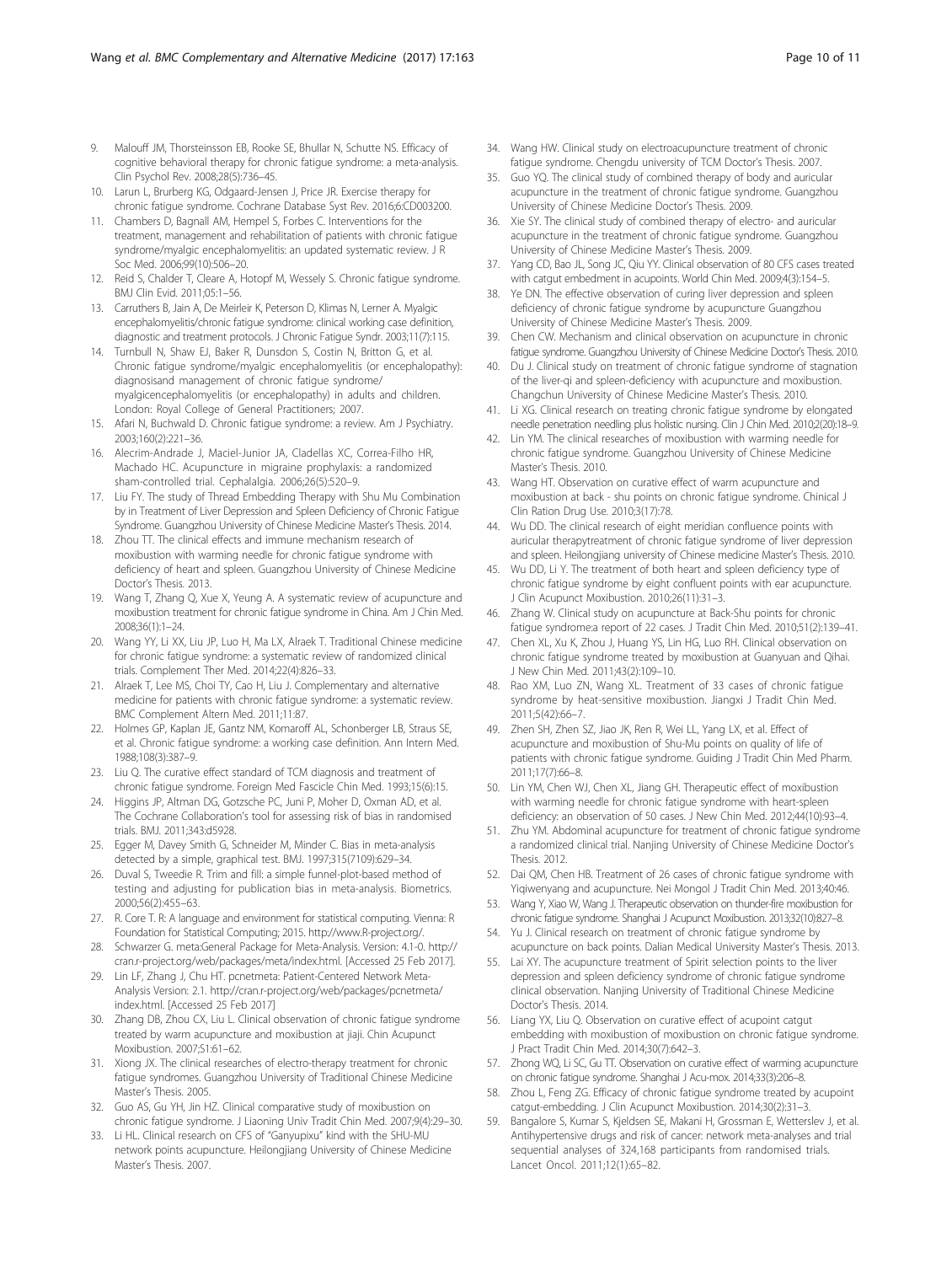9. Malouff JM, Thorsteinsson EB, Rooke SE, Bhullar N, Schutte NS. Efficacy of cognitive behavioral therapy for chronic fatigue syndrome: a meta-analysis. Clin Psychol Rev. 2008;28(5):736–45.
10. Larun L, Brurberg KG, Odgaard-Jensen J, Price JR. Exercise therapy for chronic fatigue syndrome. Cochrane Database Syst Rev. 2016;6:CD003200.
11. Chambers D, Bagnall AM, Hempel S, Forbes C. Interventions for the treatment, management and rehabilitation of patients with chronic fatigue syndrome/myalgic encephalomyelitis: an updated systematic review. J R Soc Med. 2006;99(10):506–20.
12. Reid S, Chalder T, Cleare A, Hotopf M, Wessely S. Chronic fatigue syndrome. BMJ Clin Evid. 2011;05:1–56.
13. Carruthers B, Jain A, De Meirleir K, Peterson D, Klimas N, Lerner A. Myalgic encephalomyelitis/chronic fatigue syndrome: clinical working case definition, diagnostic and treatment protocols. J Chronic Fatigue Syndr. 2003;11(7):115.
14. Turnbull N, Shaw EJ, Baker R, Dunsdon S, Costin N, Britton G, et al. Chronic fatigue syndrome/myalgic encephalomyelitis (or encephalopathy): diagnosisand management of chronic fatigue syndrome/ myalgicencephalomyelitis (or encephalopathy) in adults and children. London: Royal College of General Practitioners; 2007.
15. Afari N, Buchwald D. Chronic fatigue syndrome: a review. Am J Psychiatry. 2003;160(2):221–36.
16. Alecrim-Andrade J, Maciel-Junior JA, Cladellas XC, Correa-Filho HR, Machado HC. Acupuncture in migraine prophylaxis: a randomized sham-controlled trial. Cephalalgia. 2006;26(5):520–9.
17. Liu FY. The study of Thread Embedding Therapy with Shu Mu Combination by in Treatment of Liver Depression and Spleen Deficiency of Chronic Fatigue Syndrome. Guangzhou University of Chinese Medicine Master's Thesis. 2014.
18. Zhou TT. The clinical effects and immune mechanism research of moxibustion with warming needle for chronic fatigue syndrome with deficiency of heart and spleen. Guangzhou University of Chinese Medicine Doctor's Thesis. 2013.
19. Wang T, Zhang Q, Xue X, Yeung A. A systematic review of acupuncture and moxibustion treatment for chronic fatigue syndrome in China. Am J Chin Med. 2008;36(1):1–24.
20. Wang YY, Li XX, Liu JP, Luo H, Ma LX, Alraek T. Traditional Chinese medicine for chronic fatigue syndrome: a systematic review of randomized clinical trials. Complement Ther Med. 2014;22(4):826–33.
21. Alraek T, Lee MS, Choi TY, Cao H, Liu J. Complementary and alternative medicine for patients with chronic fatigue syndrome: a systematic review. BMC Complement Altern Med. 2011;11:87.
22. Holmes GP, Kaplan JE, Gantz NM, Komaroff AL, Schonberger LB, Straus SE, et al. Chronic fatigue syndrome: a working case definition. Ann Intern Med. 1988;108(3):387–9.
23. Liu Q. The curative effect standard of TCM diagnosis and treatment of chronic fatigue syndrome. Foreign Med Fascicle Chin Med. 1993;15(6):15.
24. Higgins JP, Altman DG, Gotzsche PC, Juni P, Moher D, Oxman AD, et al. The Cochrane Collaboration's tool for assessing risk of bias in randomised trials. BMJ. 2011;343:d5928.
25. Egger M, Davey Smith G, Schneider M, Minder C. Bias in meta-analysis detected by a simple, graphical test. BMJ. 1997;315(7109):629–34.
26. Duval S, Tweedie R. Trim and fill: a simple funnel-plot-based method of testing and adjusting for publication bias in meta-analysis. Biometrics. 2000;56(2):455–63.
27. R. Core T. R: A language and environment for statistical computing. Vienna: R Foundation for Statistical Computing; 2015. http://www.R-project.org/.
28. Schwarzer G. meta:General Package for Meta-Analysis. Version: 4.1-0. http://cran.r-project.org/web/packages/meta/index.html. [Accessed 25 Feb 2017].
29. Lin LF, Zhang J, Chu HT. pcnetmeta: Patient-Centered Network Meta-Analysis Version: 2.1. http://cran.r-project.org/web/packages/pcnetmeta/index.html. [Accessed 25 Feb 2017]
30. Zhang DB, Zhou CX, Liu L. Clinical observation of chronic fatigue syndrome treated by warm acupuncture and moxibustion at jiaji. Chin Acupunct Moxibustion. 2007;S1:61–62.
31. Xiong JX. The clinical researches of electro-therapy treatment for chronic fatigue syndromes. Guangzhou University of Traditional Chinese Medicine Master's Thesis. 2005.
32. Guo AS, Gu YH, Jin HZ. Clinical comparative study of moxibustion on chronic fatigue syndrome. J Liaoning Univ Tradit Chin Med. 2007;9(4):29–30.
33. Li HL. Clinical research on CFS of "Ganyupixu" kind with the SHU-MU network points acupuncture. Heilongjiang University of Chinese Medicine Master's Thesis. 2007.
34. Wang HW. Clinical study on electroacupuncture treatment of chronic fatigue syndrome. Chengdu university of TCM Doctor's Thesis. 2007.
35. Guo YQ. The clinical study of combined therapy of body and auricular acupuncture in the treatment of chronic fatigue syndrome. Guangzhou University of Chinese Medicine Doctor's Thesis. 2009.
36. Xie SY. The clinical study of combined therapy of electro- and auricular acupuncture in the treatment of chronic fatigue syndrome. Guangzhou University of Chinese Medicine Master's Thesis. 2009.
37. Yang CD, Bao JL, Song JC, Qiu YY. Clinical observation of 80 CFS cases treated with catgut embedment in acupoints. World Chin Med. 2009;4(3):154–5.
38. Ye DN. The effective observation of curing liver depression and spleen deficiency of chronic fatigue syndrome by acupuncture Guangzhou University of Chinese Medicine Master's Thesis. 2009.
39. Chen CW. Mechanism and clinical observation on acupuncture in chronic fatigue syndrome. Guangzhou University of Chinese Medicine Doctor's Thesis. 2010.
40. Du J. Clinical study on treatment of chronic fatigue syndrome of stagnation of the liver-qi and spleen-deficiency with acupuncture and moxibustion. Changchun University of Chinese Medicine Master's Thesis. 2010.
41. Li XG. Clinical research on treating chronic fatigue syndrome by elongated needle penetration needling plus holistic nursing. Clin J Chin Med. 2010;2(20):18–9.
42. Lin YM. The clinical researches of moxibustion with warming needle for chronic fatigue syndrome. Guangzhou University of Chinese Medicine Master's Thesis. 2010.
43. Wang HT. Observation on curative effect of warm acupuncture and moxibustion at back - shu points on chronic fatigue syndrome. Chinical J Clin Ration Drug Use. 2010;3(17):78.
44. Wu DD. The clinical research of eight meridian confluence points with auricular therapytreatment of chronic fatigue syndrome of liver depression and spleen. Heilongjiang university of Chinese medicine Master's Thesis. 2010.
45. Wu DD, Li Y. The treatment of both heart and spleen deficiency type of chronic fatigue syndrome by eight confluent points with ear acupuncture. J Clin Acupunct Moxibustion. 2010;26(11):31–3.
46. Zhang W. Clinical study on acupuncture at Back-Shu points for chronic fatigue syndrome:a report of 22 cases. J Tradit Chin Med. 2010;51(2):139–41.
47. Chen XL, Xu K, Zhou J, Huang YS, Lin HG, Luo RH. Clinical observation on chronic fatigue syndrome treated by moxibustion at Guanyuan and Qihai. J New Chin Med. 2011;43(2):109–10.
48. Rao XM, Luo ZN, Wang XL. Treatment of 33 cases of chronic fatigue syndrome by heat-sensitive moxibustion. Jiangxi J Tradit Chin Med. 2011;5(42):66–7.
49. Zhen SH, Zhen SZ, Jiao JK, Ren R, Wei LL, Yang LX, et al. Effect of acupuncture and moxibustion of Shu-Mu points on quality of life of patients with chronic fatigue syndrome. Guiding J Tradit Chin Med Pharm. 2011;17(7):66–8.
50. Lin YM, Chen WJ, Chen XL, Jiang GH. Therapeutic effect of moxibustion with warming needle for chronic fatigue syndrome with heart-spleen deficiency: an observation of 50 cases. J New Chin Med. 2012;44(10):93–4.
51. Zhu YM. Abdominal acupuncture for treatment of chronic fatigue syndrome a randomized clinical trial. Nanjing University of Chinese Medicine Doctor's Thesis. 2012.
52. Dai QM, Chen HB. Treatment of 26 cases of chronic fatigue syndrome with Yiqiwenyang and acupuncture. Nei Mongol J Tradit Chin Med. 2013;40:46.
53. Wang Y, Xiao W, Wang J. Therapeutic observation on thunder-fire moxibustion for chronic fatigue syndrome. Shanghai J Acupunct Moxibustion. 2013;32(10):827–8.
54. Yu J. Clinical research on treatment of chronic fatigue syndrome by acupuncture on back points. Dalian Medical University Master's Thesis. 2013.
55. Lai XY. The acupuncture treatment of Spirit selection points to the liver depression and spleen deficiency syndrome of chronic fatigue syndrome clinical observation. Nanjing University of Traditional Chinese Medicine Doctor's Thesis. 2014.
56. Liang YX, Liu Q. Observation on curative effect of acupoint catgut embedding with moxibustion of moxibustion on chronic fatigue syndrome. J Pract Tradit Chin Med. 2014;30(7):642–3.
57. Zhong WQ, Li SC, Gu TT. Observation on curative effect of warming acupuncture on chronic fatigue syndrome. Shanghai J Acu-mox. 2014;33(3):206–8.
58. Zhou L, Feng ZG. Efficacy of chronic fatigue syndrome treated by acupoint catgut-embedding. J Clin Acupunct Moxibustion. 2014;30(2):31–3.
59. Bangalore S, Kumar S, Kjeldsen SE, Makani H, Grossman E, Wetterslev J, et al. Antihypertensive drugs and risk of cancer: network meta-analyses and trial sequential analyses of 324,168 participants from randomised trials. Lancet Oncol. 2011;12(1):65–82.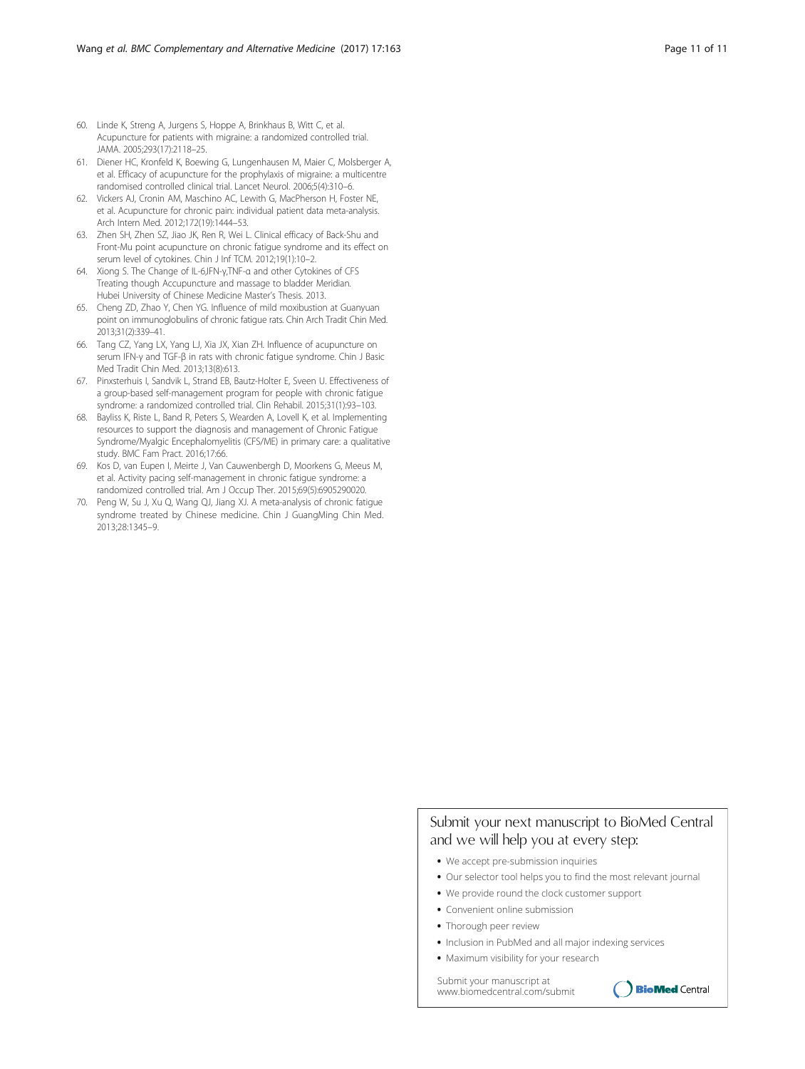60. Linde K, Streng A, Jurgens S, Hoppe A, Brinkhaus B, Witt C, et al. Acupuncture for patients with migraine: a randomized controlled trial. JAMA. 2005;293(17):2118–25.
61. Diener HC, Kronfeld K, Boewing G, Lungenhausen M, Maier C, Molsberger A, et al. Efficacy of acupuncture for the prophylaxis of migraine: a multicentre randomised controlled clinical trial. Lancet Neurol. 2006;5(4):310–6.
62. Vickers AJ, Cronin AM, Maschino AC, Lewith G, MacPherson H, Foster NE, et al. Acupuncture for chronic pain: individual patient data meta-analysis. Arch Intern Med. 2012;172(19):1444–53.
63. Zhen SH, Zhen SZ, Jiao JK, Ren R, Wei L. Clinical efficacy of Back-Shu and Front-Mu point acupuncture on chronic fatigue syndrome and its effect on serum level of cytokines. Chin J Inf TCM. 2012;19(1):10–2.
64. Xiong S. The Change of IL-6,IFN-γ,TNF-α and other Cytokines of CFS Treating though Accupuncture and massage to bladder Meridian. Hubei University of Chinese Medicine Master's Thesis. 2013.
65. Cheng ZD, Zhao Y, Chen YG. Influence of mild moxibustion at Guanyuan point on immunoglobulins of chronic fatigue rats. Chin Arch Tradit Chin Med. 2013;31(2):339–41.
66. Tang CZ, Yang LX, Yang LJ, Xia JX, Xian ZH. Influence of acupuncture on serum IFN-γ and TGF-β in rats with chronic fatigue syndrome. Chin J Basic Med Tradit Chin Med. 2013;13(8):613.
67. Pinxsterhuis I, Sandvik L, Strand EB, Bautz-Holter E, Sveen U. Effectiveness of a group-based self-management program for people with chronic fatigue syndrome: a randomized controlled trial. Clin Rehabil. 2015;31(1):93–103.
68. Bayliss K, Riste L, Band R, Peters S, Wearden A, Lovell K, et al. Implementing resources to support the diagnosis and management of Chronic Fatigue Syndrome/Myalgic Encephalomyelitis (CFS/ME) in primary care: a qualitative study. BMC Fam Pract. 2016;17:66.
69. Kos D, van Eupen I, Meirte J, Van Cauwenbergh D, Moorkens G, Meeus M, et al. Activity pacing self-management in chronic fatigue syndrome: a randomized controlled trial. Am J Occup Ther. 2015;69(5):6905290020.
70. Peng W, Su J, Xu Q, Wang QJ, Jiang XJ. A meta-analysis of chronic fatigue syndrome treated by Chinese medicine. Chin J GuangMing Chin Med. 2013;28:1345–9.

Submit your next manuscript to BioMed Central and we will help you at every step:

- We accept pre-submission inquiries
- Our selector tool helps you to find the most relevant journal
- We provide round the clock customer support
- Convenient online submission
- Thorough peer review
- Inclusion in PubMed and all major indexing services
- Maximum visibility for your research

Submit your manuscript at www.biomedcentral.com/submit

BioMed Central